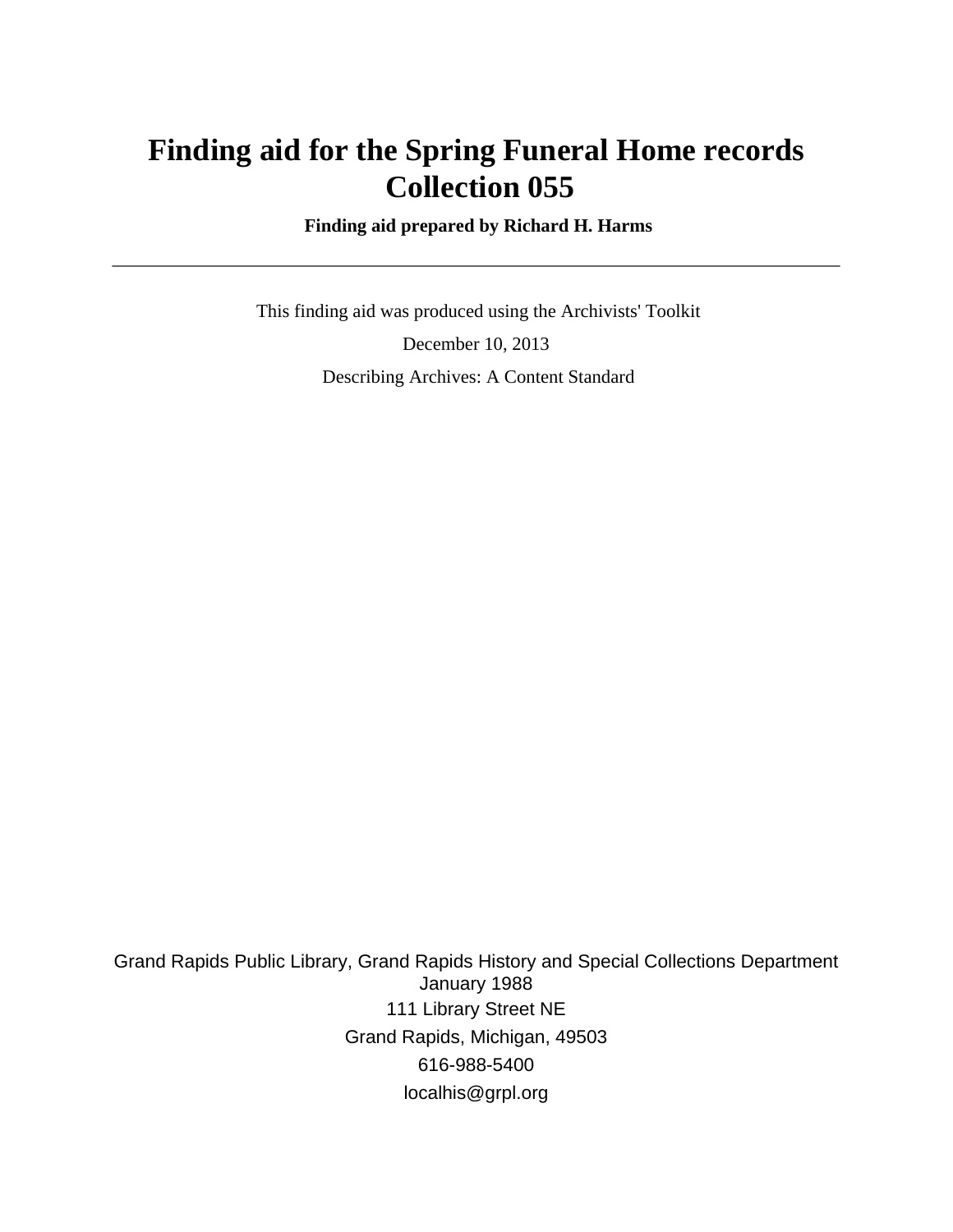# Finding aid for the Spring Funeral Home records Collection 055

**Finding aid prepared by Richard H. Harms**

---

This finding aid was produced using the Archivists' Toolkit

December 10, 2013

Describing Archives: A Content Standard

Grand Rapids Public Library, Grand Rapids History and Special Collections Department
January 1988

111 Library Street NE

Grand Rapids, Michigan, 49503

616-988-5400

localhis@grpl.org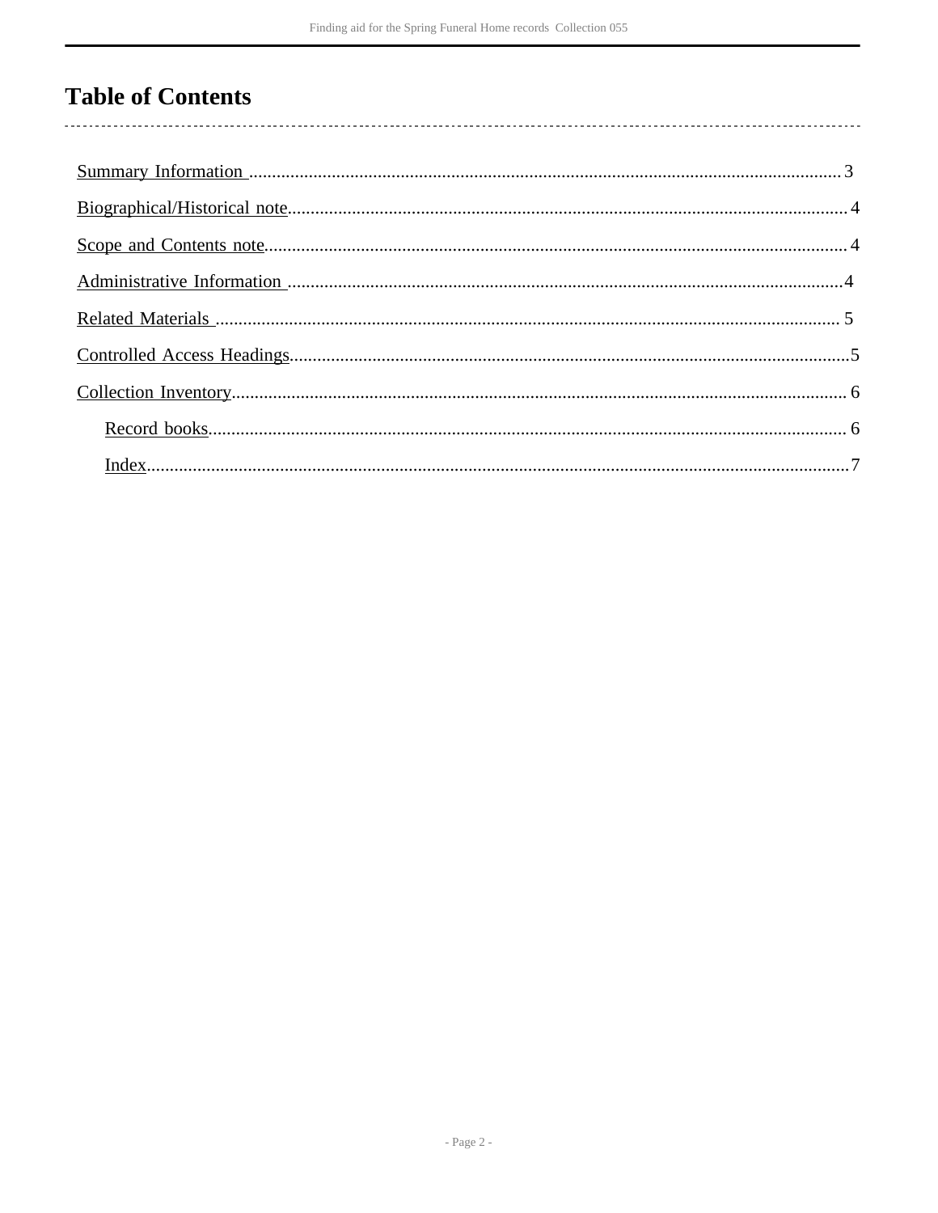# Table of Contents

- Summary Information .......... 3
- Biographical/Historical note .......... 4
- Scope and Contents note .......... 4
- Administrative Information .......... 4
- Related Materials .......... 5
- Controlled Access Headings .......... 5
- Collection Inventory .......... 6
  - Record books .......... 6
  - Index .......... 7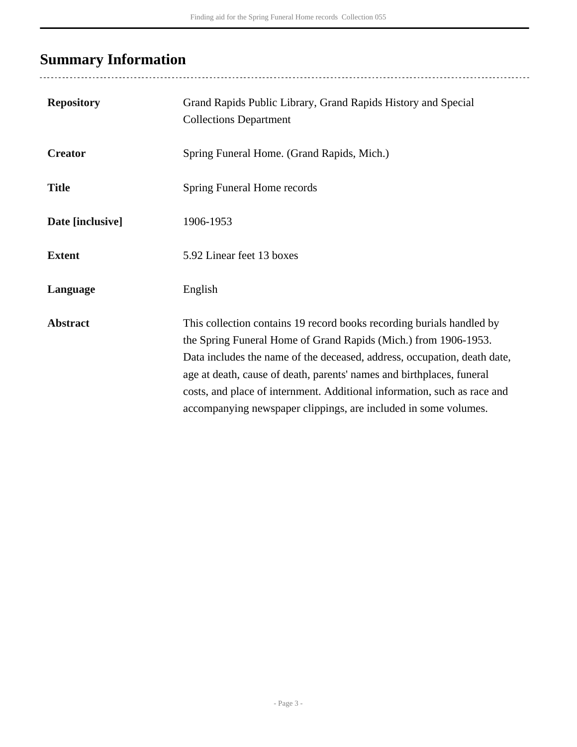## Summary Information

| | |
|---|---|
| **Repository** | Grand Rapids Public Library, Grand Rapids History and Special Collections Department |
| **Creator** | Spring Funeral Home. (Grand Rapids, Mich.) |
| **Title** | Spring Funeral Home records |
| **Date [inclusive]** | 1906-1953 |
| **Extent** | 5.92 Linear feet 13 boxes |
| **Language** | English |
| **Abstract** | This collection contains 19 record books recording burials handled by the Spring Funeral Home of Grand Rapids (Mich.) from 1906-1953. Data includes the name of the deceased, address, occupation, death date, age at death, cause of death, parents' names and birthplaces, funeral costs, and place of internment. Additional information, such as race and accompanying newspaper clippings, are included in some volumes. |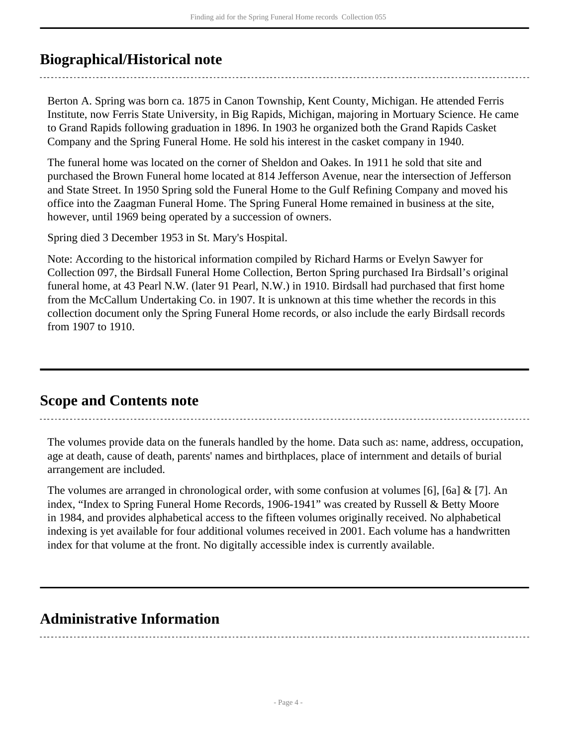## Biographical/Historical note

Berton A. Spring was born ca. 1875 in Canon Township, Kent County, Michigan. He attended Ferris Institute, now Ferris State University, in Big Rapids, Michigan, majoring in Mortuary Science. He came to Grand Rapids following graduation in 1896. In 1903 he organized both the Grand Rapids Casket Company and the Spring Funeral Home. He sold his interest in the casket company in 1940.

The funeral home was located on the corner of Sheldon and Oakes. In 1911 he sold that site and purchased the Brown Funeral home located at 814 Jefferson Avenue, near the intersection of Jefferson and State Street. In 1950 Spring sold the Funeral Home to the Gulf Refining Company and moved his office into the Zaagman Funeral Home. The Spring Funeral Home remained in business at the site, however, until 1969 being operated by a succession of owners.

Spring died 3 December 1953 in St. Mary's Hospital.

Note: According to the historical information compiled by Richard Harms or Evelyn Sawyer for Collection 097, the Birdsall Funeral Home Collection, Berton Spring purchased Ira Birdsall's original funeral home, at 43 Pearl N.W. (later 91 Pearl, N.W.) in 1910. Birdsall had purchased that first home from the McCallum Undertaking Co. in 1907. It is unknown at this time whether the records in this collection document only the Spring Funeral Home records, or also include the early Birdsall records from 1907 to 1910.

## Scope and Contents note

The volumes provide data on the funerals handled by the home. Data such as: name, address, occupation, age at death, cause of death, parents' names and birthplaces, place of internment and details of burial arrangement are included.

The volumes are arranged in chronological order, with some confusion at volumes [6], [6a] & [7]. An index, "Index to Spring Funeral Home Records, 1906-1941" was created by Russell & Betty Moore in 1984, and provides alphabetical access to the fifteen volumes originally received. No alphabetical indexing is yet available for four additional volumes received in 2001. Each volume has a handwritten index for that volume at the front. No digitally accessible index is currently available.

## Administrative Information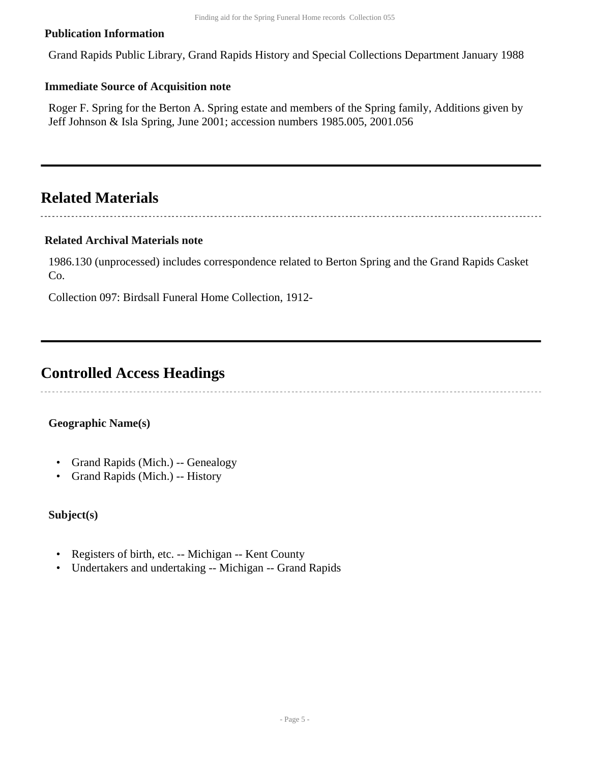### Publication Information

Grand Rapids Public Library, Grand Rapids History and Special Collections Department January 1988

### Immediate Source of Acquisition note

Roger F. Spring for the Berton A. Spring estate and members of the Spring family, Additions given by Jeff Johnson & Isla Spring, June 2001; accession numbers 1985.005, 2001.056

## Related Materials

### Related Archival Materials note

1986.130 (unprocessed) includes correspondence related to Berton Spring and the Grand Rapids Casket Co.

Collection 097: Birdsall Funeral Home Collection, 1912-

## Controlled Access Headings

**Geographic Name(s)**

- Grand Rapids (Mich.) -- Genealogy
- Grand Rapids (Mich.) -- History

**Subject(s)**

- Registers of birth, etc. -- Michigan -- Kent County
- Undertakers and undertaking -- Michigan -- Grand Rapids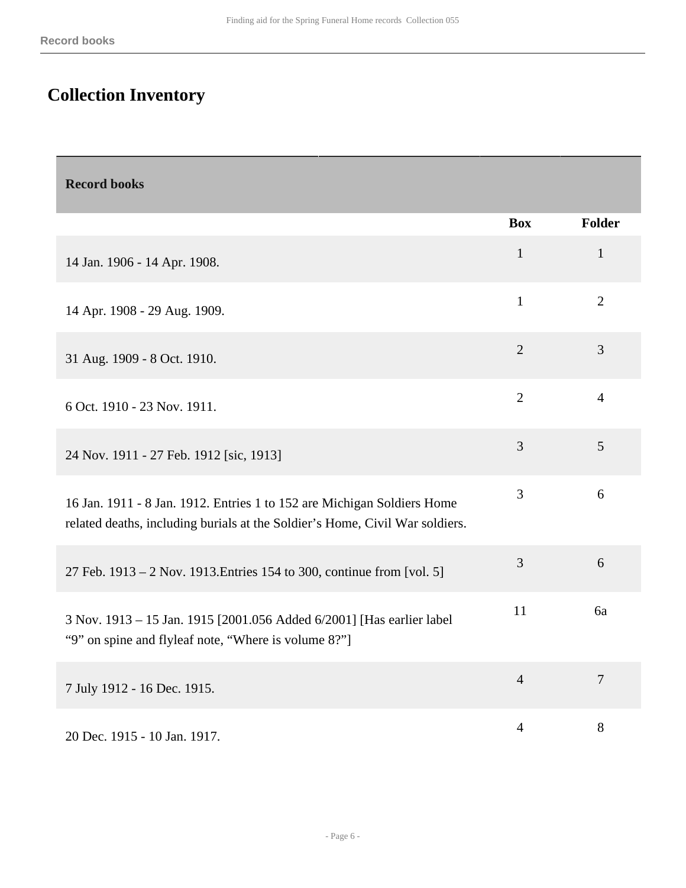# Collection Inventory

| Record books | Box | Folder |
|---|---|---|
| 14 Jan. 1906 - 14 Apr. 1908. | 1 | 1 |
| 14 Apr. 1908 - 29 Aug. 1909. | 1 | 2 |
| 31 Aug. 1909 - 8 Oct. 1910. | 2 | 3 |
| 6 Oct. 1910 - 23 Nov. 1911. | 2 | 4 |
| 24 Nov. 1911 - 27 Feb. 1912 [sic, 1913] | 3 | 5 |
| 16 Jan. 1911 - 8 Jan. 1912. Entries 1 to 152 are Michigan Soldiers Home related deaths, including burials at the Soldier's Home, Civil War soldiers. | 3 | 6 |
| 27 Feb. 1913 – 2 Nov. 1913.Entries 154 to 300, continue from [vol. 5] | 3 | 6 |
| 3 Nov. 1913 – 15 Jan. 1915 [2001.056 Added 6/2001] [Has earlier label "9" on spine and flyleaf note, "Where is volume 8?"] | 11 | 6a |
| 7 July 1912 - 16 Dec. 1915. | 4 | 7 |
| 20 Dec. 1915 - 10 Jan. 1917. | 4 | 8 |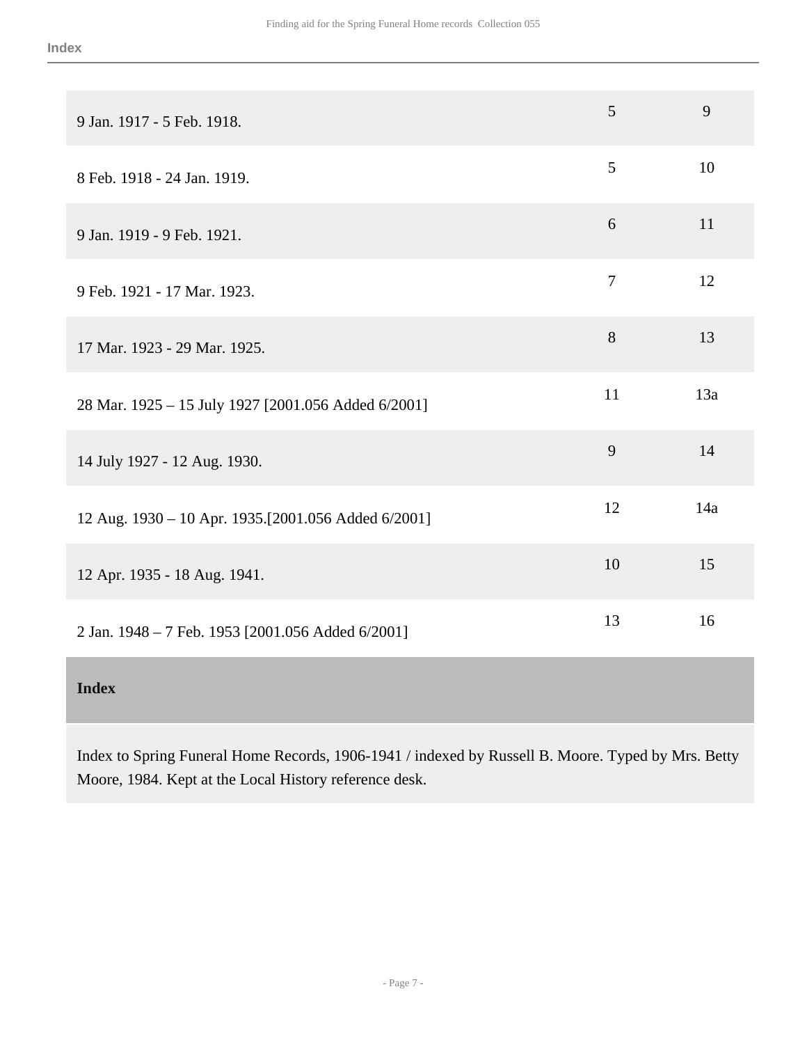| | | |
|---|---|---|
| 9 Jan. 1917 - 5 Feb. 1918. | 5 | 9 |
| 8 Feb. 1918 - 24 Jan. 1919. | 5 | 10 |
| 9 Jan. 1919 - 9 Feb. 1921. | 6 | 11 |
| 9 Feb. 1921 - 17 Mar. 1923. | 7 | 12 |
| 17 Mar. 1923 - 29 Mar. 1925. | 8 | 13 |
| 28 Mar. 1925 – 15 July 1927 [2001.056 Added 6/2001] | 11 | 13a |
| 14 July 1927 - 12 Aug. 1930. | 9 | 14 |
| 12 Aug. 1930 – 10 Apr. 1935.[2001.056 Added 6/2001] | 12 | 14a |
| 12 Apr. 1935 - 18 Aug. 1941. | 10 | 15 |
| 2 Jan. 1948 – 7 Feb. 1953 [2001.056 Added 6/2001] | 13 | 16 |

**Index**

Index to Spring Funeral Home Records, 1906-1941 / indexed by Russell B. Moore. Typed by Mrs. Betty Moore, 1984. Kept at the Local History reference desk.